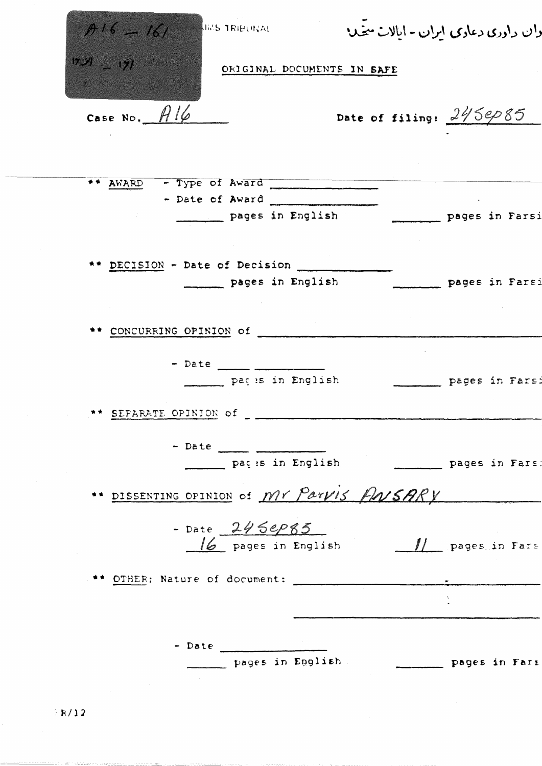A16 – 161

۱۷۱ – ۱۷۱

...IMS TRIBUNAL

...ران داوری دعاوی ایران - ایالات متحده

ORIGINAL DOCUMENTS IN SAFE

Case No. A16 Date of filing: 24Sep85

** AWARD - Type of Award ______________
- Date of Award ______________
______ pages in English ______ pages in Farsi

** DECISION - Date of Decision ______________
______ pages in English ______ pages in Farsi

** CONCURRING OPINION of ______________
- Date ______________
______ pages in English ______ pages in Farsi

** SEPARATE OPINION of ______________
- Date ______________
______ pages in English ______ pages in Farsi

** DISSENTING OPINION of Mr Parvis ANSARY
- Date 24Sep85
16 pages in English 11 pages in Farsi

** OTHER; Nature of document: ______________
- Date ______________
______ pages in English ______ pages in Farsi

R/12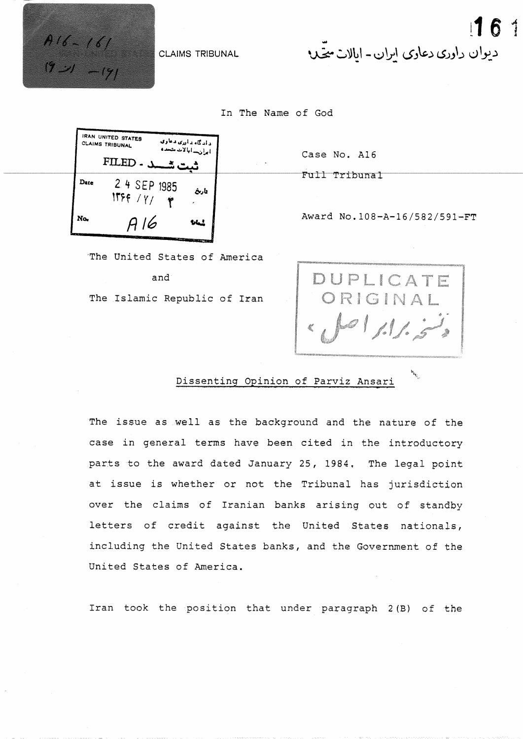CLAIMS TRIBUNAL

دیوان داوری دعاوی ایران - ایالات متحده

In The Name of God

IRAN UNITED STATES CLAIMS TRIBUNAL

دادگاه داوری دعاوی ایران - ایالات متحده

FILED - ثبت شد

Date 24 SEP 1985 تاریخ

۱۳۶۴ / ۷ / ۲

No. A16 شماره

Case No. A16

Full Tribunal

Award No. 108-A-16/582/591-FT

The United States of America

and

The Islamic Republic of Iran

DUPLICATE ORIGINAL

نسخه برابر اصل

## Dissenting Opinion of Parviz Ansari

The issue as well as the background and the nature of the case in general terms have been cited in the introductory parts to the award dated January 25, 1984. The legal point at issue is whether or not the Tribunal has jurisdiction over the claims of Iranian banks arising out of standby letters of credit against the United States nationals, including the United States banks, and the Government of the United States of America.

Iran took the position that under paragraph 2(B) of the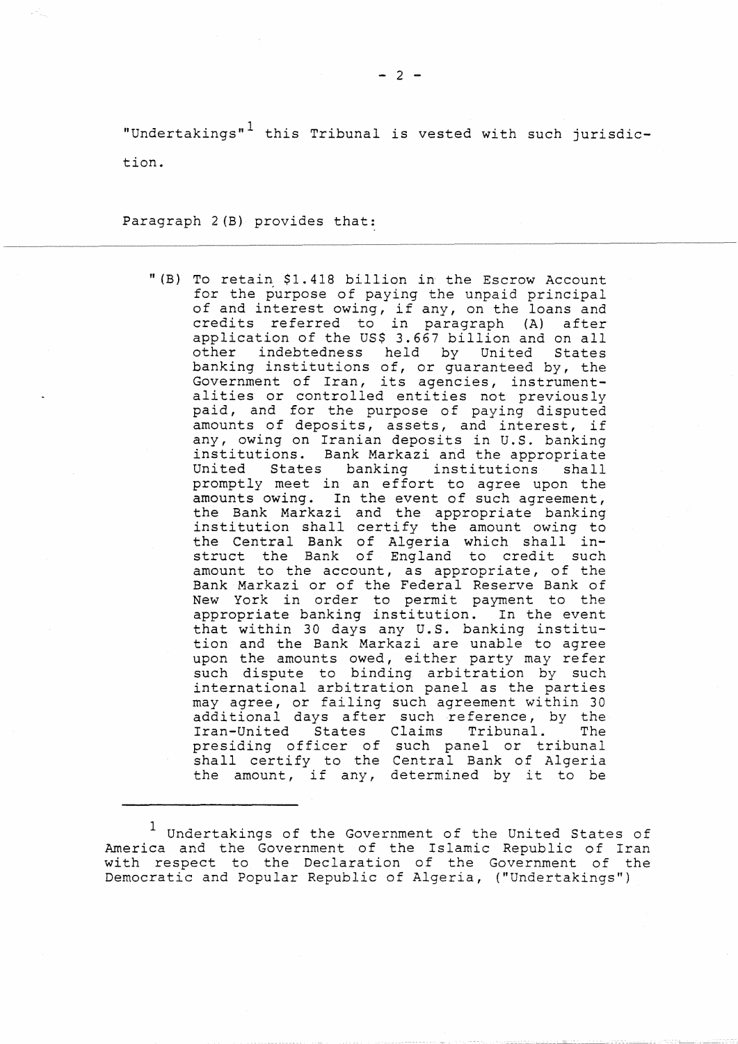"Undertakings"[1] this Tribunal is vested with such jurisdiction.

Paragraph 2(B) provides that:

> "(B) To retain $1.418 billion in the Escrow Account for the purpose of paying the unpaid principal of and interest owing, if any, on the loans and credits referred to in paragraph (A) after application of the US$ 3.667 billion and on all other indebtedness held by United States banking institutions of, or guaranteed by, the Government of Iran, its agencies, instrumentalities or controlled entities not previously paid, and for the purpose of paying disputed amounts of deposits, assets, and interest, if any, owing on Iranian deposits in U.S. banking institutions. Bank Markazi and the appropriate United States banking institutions shall promptly meet in an effort to agree upon the amounts owing. In the event of such agreement, the Bank Markazi and the appropriate banking institution shall certify the amount owing to the Central Bank of Algeria which shall instruct the Bank of England to credit such amount to the account, as appropriate, of the Bank Markazi or of the Federal Reserve Bank of New York in order to permit payment to the appropriate banking institution. In the event that within 30 days any U.S. banking institution and the Bank Markazi are unable to agree upon the amounts owed, either party may refer such dispute to binding arbitration by such international arbitration panel as the parties may agree, or failing such agreement within 30 additional days after such reference, by the Iran-United States Claims Tribunal. The presiding officer of such panel or tribunal shall certify to the Central Bank of Algeria the amount, if any, determined by it to be

---

[1] Undertakings of the Government of the United States of America and the Government of the Islamic Republic of Iran with respect to the Declaration of the Government of the Democratic and Popular Republic of Algeria, ("Undertakings")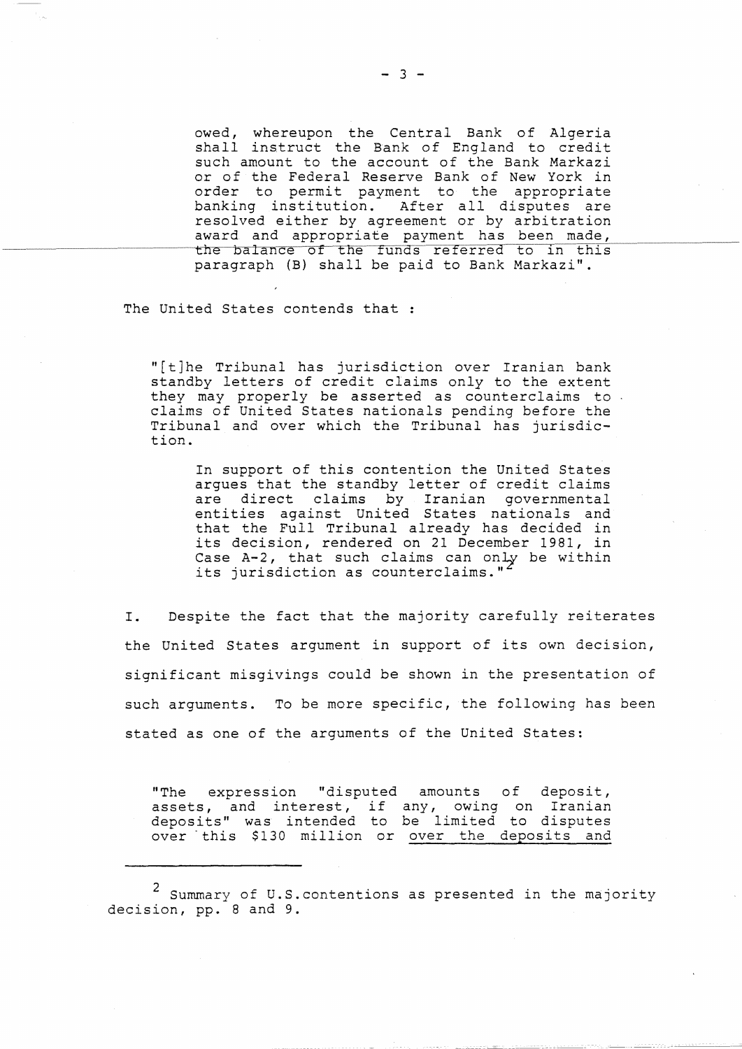owed, whereupon the Central Bank of Algeria shall instruct the Bank of England to credit such amount to the account of the Bank Markazi or of the Federal Reserve Bank of New York in order to permit payment to the appropriate banking institution. After all disputes are resolved either by agreement or by arbitration award and appropriate payment has been made, the balance of the funds referred to in this paragraph (B) shall be paid to Bank Markazi".

The United States contends that :

> "[t]he Tribunal has jurisdiction over Iranian bank standby letters of credit claims only to the extent they may properly be asserted as counterclaims to claims of United States nationals pending before the Tribunal and over which the Tribunal has jurisdiction.
>
> In support of this contention the United States argues that the standby letter of credit claims are direct claims by Iranian governmental entities against United States nationals and that the Full Tribunal already has decided in its decision, rendered on 21 December 1981, in Case A-2, that such claims can only be within its jurisdiction as counterclaims."[2]

I. Despite the fact that the majority carefully reiterates the United States argument in support of its own decision, significant misgivings could be shown in the presentation of such arguments. To be more specific, the following has been stated as one of the arguments of the United States:

> "The expression "disputed amounts of deposit, assets, and interest, if any, owing on Iranian deposits" was intended to be limited to disputes over this $130 million or <u>over the deposits and</u>

---

[2] Summary of U.S.contentions as presented in the majority decision, pp. 8 and 9.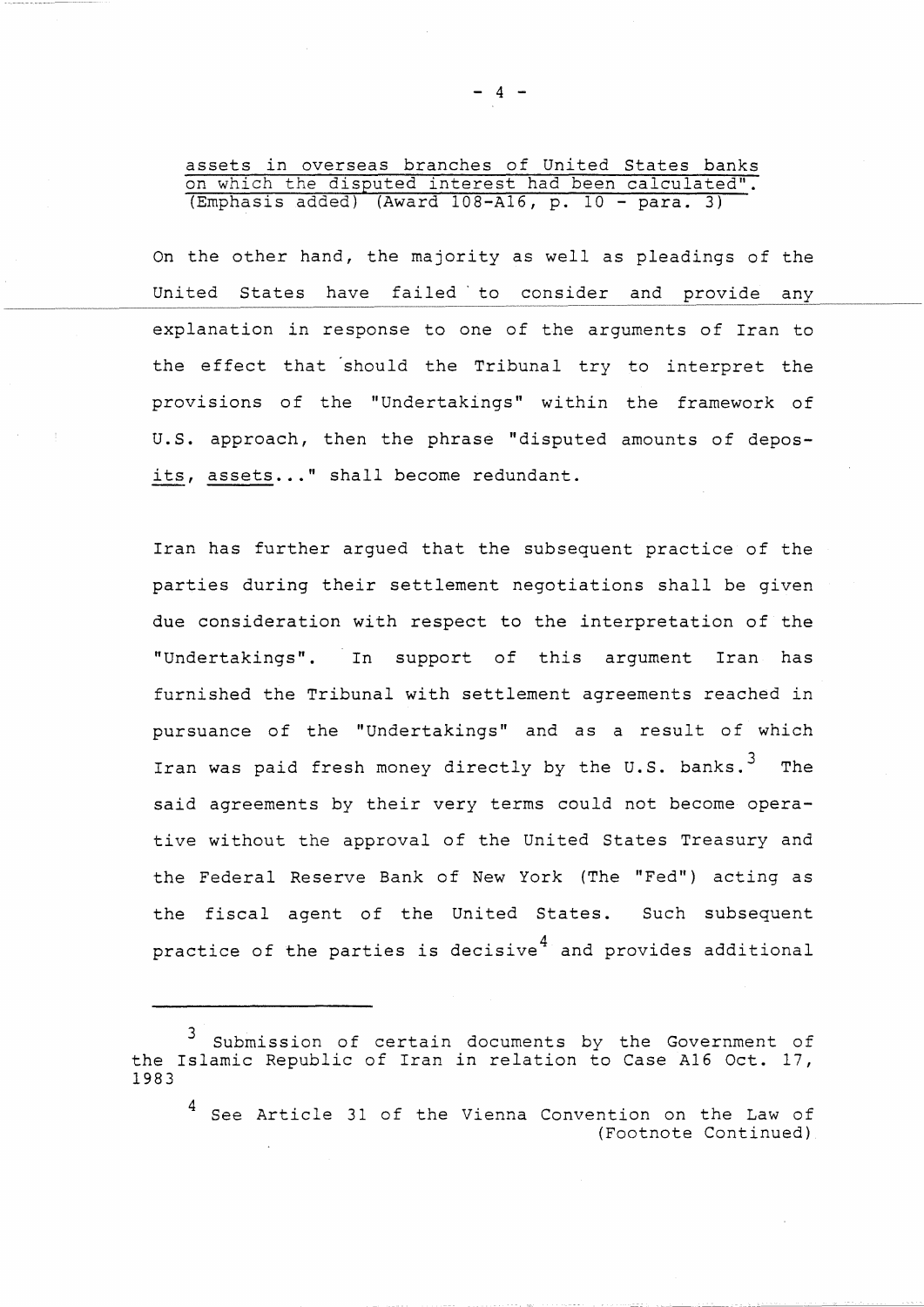assets in overseas branches of United States banks on which the disputed interest had been calculated". (Emphasis added) (Award 108-A16, p. 10 - para. 3)

On the other hand, the majority as well as pleadings of the United States have failed to consider and provide any explanation in response to one of the arguments of Iran to the effect that should the Tribunal try to interpret the provisions of the "Undertakings" within the framework of U.S. approach, then the phrase "disputed amounts of deposits, assets..." shall become redundant.

Iran has further argued that the subsequent practice of the parties during their settlement negotiations shall be given due consideration with respect to the interpretation of the "Undertakings". In support of this argument Iran has furnished the Tribunal with settlement agreements reached in pursuance of the "Undertakings" and as a result of which Iran was paid fresh money directly by the U.S. banks.[3] The said agreements by their very terms could not become operative without the approval of the United States Treasury and the Federal Reserve Bank of New York (The "Fed") acting as the fiscal agent of the United States. Such subsequent practice of the parties is decisive[4] and provides additional

---

[3] Submission of certain documents by the Government of the Islamic Republic of Iran in relation to Case A16 Oct. 17, 1983

[4] See Article 31 of the Vienna Convention on the Law of (Footnote Continued)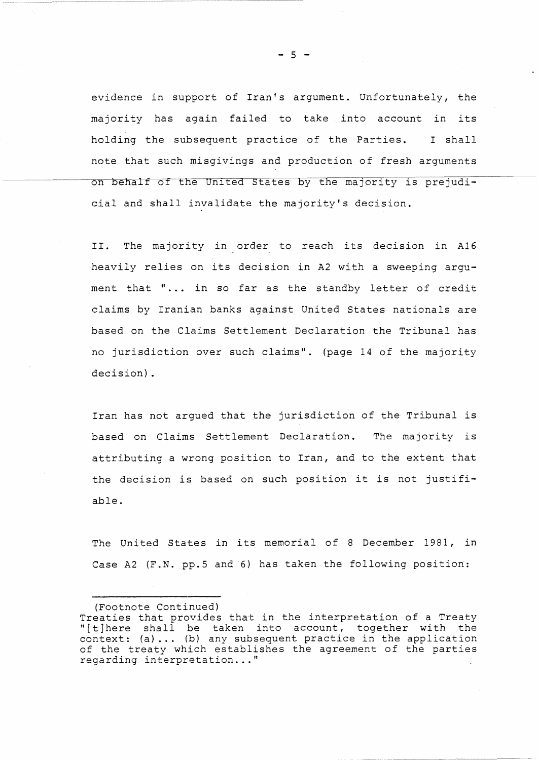evidence in support of Iran's argument. Unfortunately, the majority has again failed to take into account in its holding the subsequent practice of the Parties. I shall note that such misgivings and production of fresh arguments on behalf of the United States by the majority is prejudicial and shall invalidate the majority's decision.

II. The majority in order to reach its decision in A16 heavily relies on its decision in A2 with a sweeping argument that "... in so far as the standby letter of credit claims by Iranian banks against United States nationals are based on the Claims Settlement Declaration the Tribunal has no jurisdiction over such claims". (page 14 of the majority decision).

Iran has not argued that the jurisdiction of the Tribunal is based on Claims Settlement Declaration. The majority is attributing a wrong position to Iran, and to the extent that the decision is based on such position it is not justifiable.

The United States in its memorial of 8 December 1981, in Case A2 (F.N. pp.5 and 6) has taken the following position:

---

(Footnote Continued)
Treaties that provides that in the interpretation of a Treaty "[t]here shall be taken into account, together with the context: (a)... (b) any subsequent practice in the application of the treaty which establishes the agreement of the parties regarding interpretation..."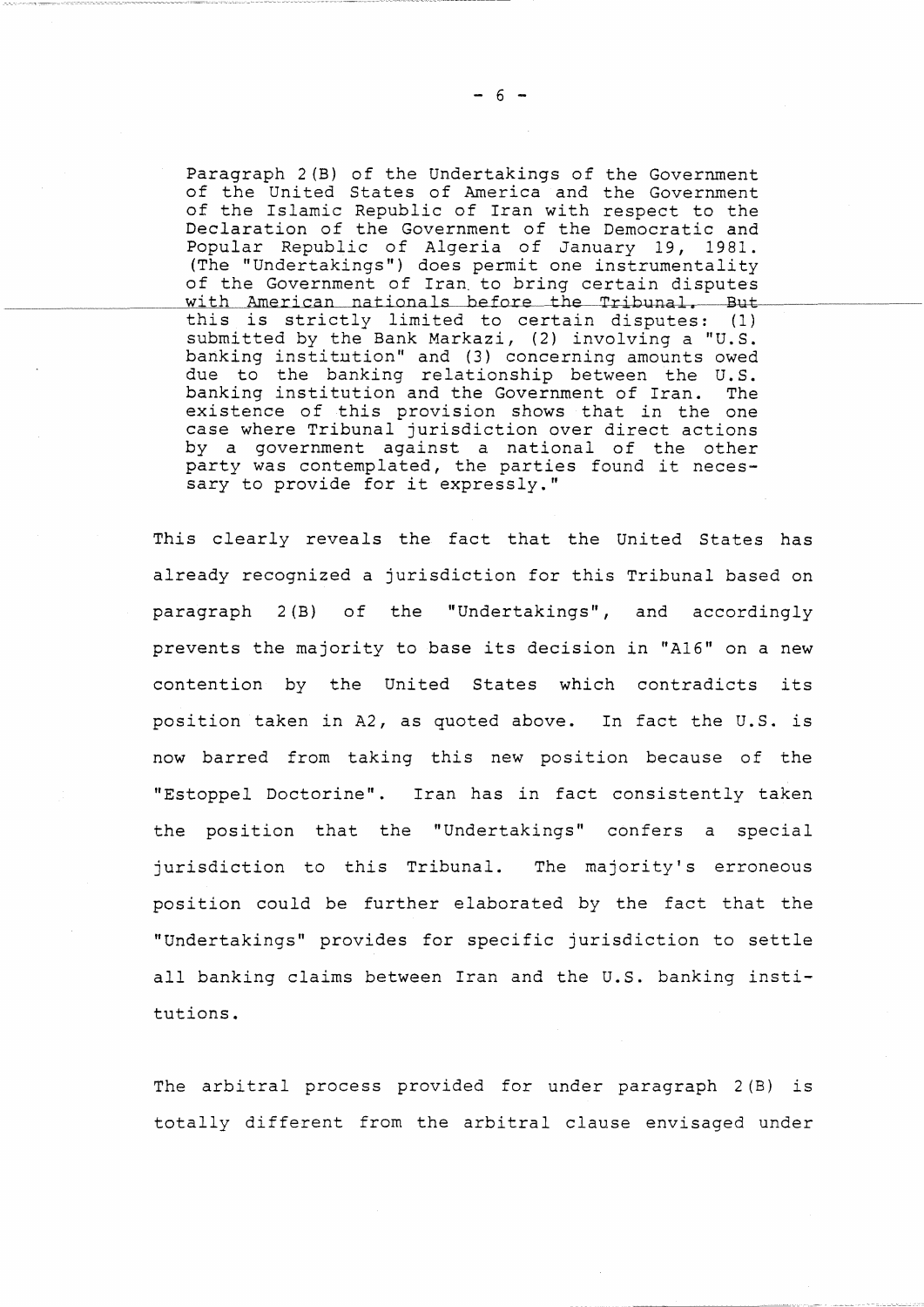> Paragraph 2(B) of the Undertakings of the Government of the United States of America and the Government of the Islamic Republic of Iran with respect to the Declaration of the Government of the Democratic and Popular Republic of Algeria of January 19, 1981. (The "Undertakings") does permit one instrumentality of the Government of Iran to bring certain disputes with American nationals before the Tribunal. But this is strictly limited to certain disputes: (1) submitted by the Bank Markazi, (2) involving a "U.S. banking institution" and (3) concerning amounts owed due to the banking relationship between the U.S. banking institution and the Government of Iran. The existence of this provision shows that in the one case where Tribunal jurisdiction over direct actions by a government against a national of the other party was contemplated, the parties found it necessary to provide for it expressly."

This clearly reveals the fact that the United States has already recognized a jurisdiction for this Tribunal based on paragraph 2(B) of the "Undertakings", and accordingly prevents the majority to base its decision in "A16" on a new contention by the United States which contradicts its position taken in A2, as quoted above. In fact the U.S. is now barred from taking this new position because of the "Estoppel Doctorine". Iran has in fact consistently taken the position that the "Undertakings" confers a special jurisdiction to this Tribunal. The majority's erroneous position could be further elaborated by the fact that the "Undertakings" provides for specific jurisdiction to settle all banking claims between Iran and the U.S. banking institutions.

The arbitral process provided for under paragraph 2(B) is totally different from the arbitral clause envisaged under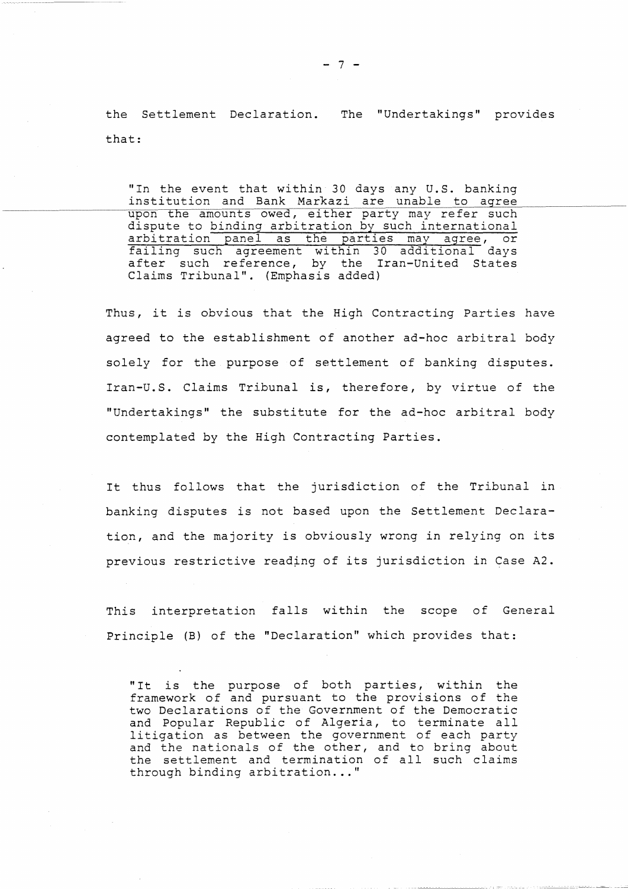the Settlement Declaration. The "Undertakings" provides that:

> "In the event that within 30 days any U.S. banking institution and Bank Markazi are unable to agree upon the amounts owed, either party may refer such dispute to binding arbitration by such international arbitration panel as the parties may agree, or failing such agreement within 30 additional days after such reference, by the Iran-United States Claims Tribunal". (Emphasis added)

Thus, it is obvious that the High Contracting Parties have agreed to the establishment of another ad-hoc arbitral body solely for the purpose of settlement of banking disputes. Iran-U.S. Claims Tribunal is, therefore, by virtue of the "Undertakings" the substitute for the ad-hoc arbitral body contemplated by the High Contracting Parties.

It thus follows that the jurisdiction of the Tribunal in banking disputes is not based upon the Settlement Declaration, and the majority is obviously wrong in relying on its previous restrictive reading of its jurisdiction in Case A2.

This interpretation falls within the scope of General Principle (B) of the "Declaration" which provides that:

> "It is the purpose of both parties, within the framework of and pursuant to the provisions of the two Declarations of the Government of the Democratic and Popular Republic of Algeria, to terminate all litigation as between the government of each party and the nationals of the other, and to bring about the settlement and termination of all such claims through binding arbitration..."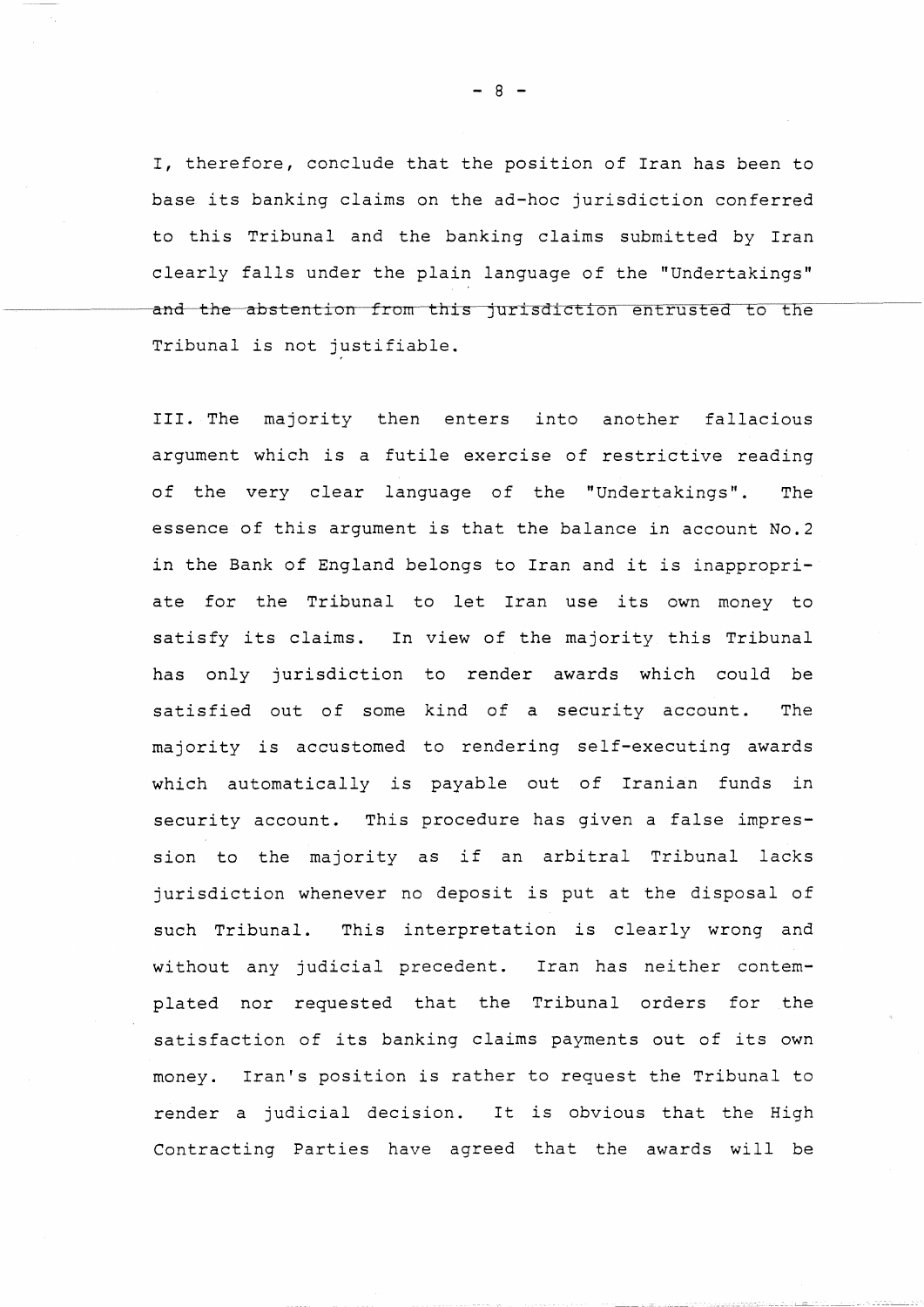I, therefore, conclude that the position of Iran has been to base its banking claims on the ad-hoc jurisdiction conferred to this Tribunal and the banking claims submitted by Iran clearly falls under the plain language of the "Undertakings" and the abstention from this jurisdiction entrusted to the Tribunal is not justifiable.

III. The majority then enters into another fallacious argument which is a futile exercise of restrictive reading of the very clear language of the "Undertakings". The essence of this argument is that the balance in account No.2 in the Bank of England belongs to Iran and it is inappropriate for the Tribunal to let Iran use its own money to satisfy its claims. In view of the majority this Tribunal has only jurisdiction to render awards which could be satisfied out of some kind of a security account. The majority is accustomed to rendering self-executing awards which automatically is payable out of Iranian funds in security account. This procedure has given a false impression to the majority as if an arbitral Tribunal lacks jurisdiction whenever no deposit is put at the disposal of such Tribunal. This interpretation is clearly wrong and without any judicial precedent. Iran has neither contemplated nor requested that the Tribunal orders for the satisfaction of its banking claims payments out of its own money. Iran's position is rather to request the Tribunal to render a judicial decision. It is obvious that the High Contracting Parties have agreed that the awards will be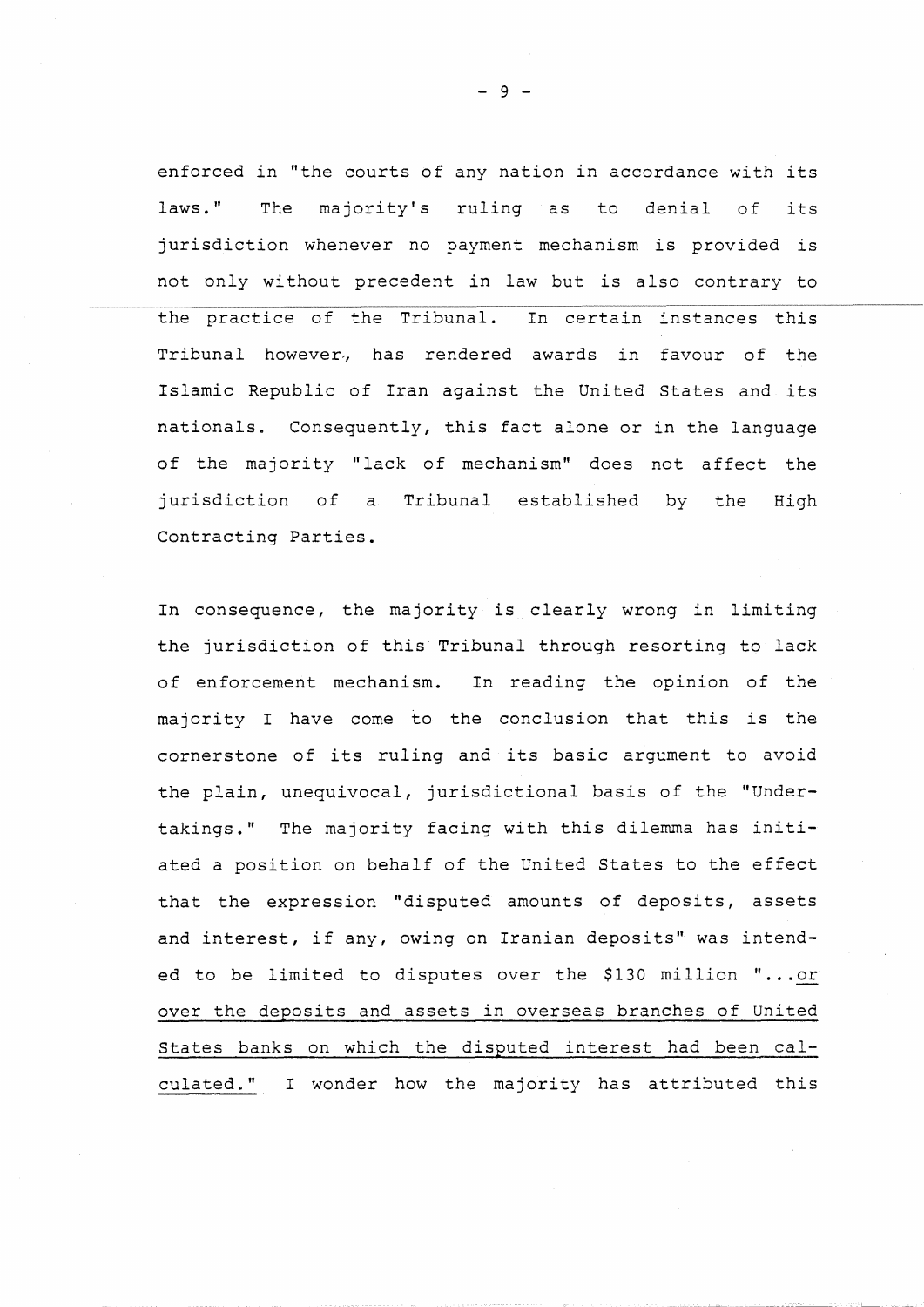enforced in "the courts of any nation in accordance with its laws." The majority's ruling as to denial of its jurisdiction whenever no payment mechanism is provided is not only without precedent in law but is also contrary to the practice of the Tribunal. In certain instances this Tribunal however, has rendered awards in favour of the Islamic Republic of Iran against the United States and its nationals. Consequently, this fact alone or in the language of the majority "lack of mechanism" does not affect the jurisdiction of a Tribunal established by the High Contracting Parties.

In consequence, the majority is clearly wrong in limiting the jurisdiction of this Tribunal through resorting to lack of enforcement mechanism. In reading the opinion of the majority I have come to the conclusion that this is the cornerstone of its ruling and its basic argument to avoid the plain, unequivocal, jurisdictional basis of the "Undertakings." The majority facing with this dilemma has initiated a position on behalf of the United States to the effect that the expression "disputed amounts of deposits, assets and interest, if any, owing on Iranian deposits" was intended to be limited to disputes over the $130 million "...<u>or over the deposits and assets in overseas branches of United States banks on which the disputed interest had been calculated.</u>" I wonder how the majority has attributed this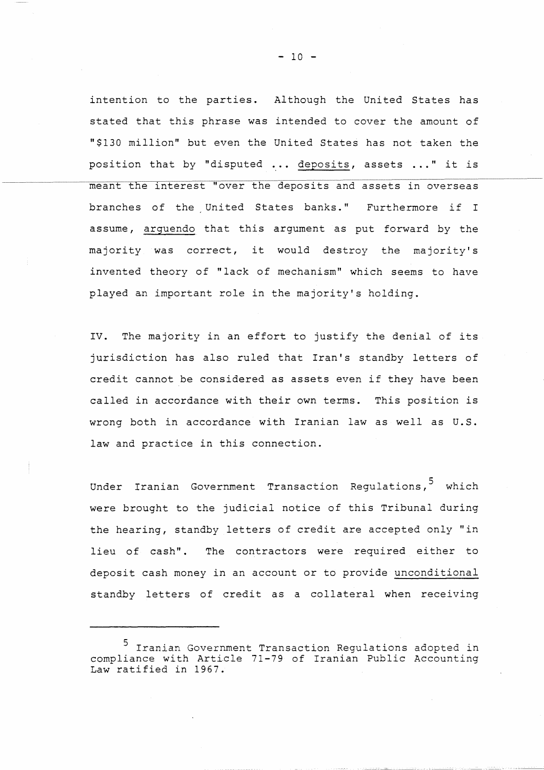intention to the parties. Although the United States has stated that this phrase was intended to cover the amount of "$130 million" but even the United States has not taken the position that by "disputed ... deposits, assets ..." it is meant the interest "over the deposits and assets in overseas branches of the United States banks." Furthermore if I assume, *arguendo* that this argument as put forward by the majority was correct, it would destroy the majority's invented theory of "lack of mechanism" which seems to have played an important role in the majority's holding.

IV. The majority in an effort to justify the denial of its jurisdiction has also ruled that Iran's standby letters of credit cannot be considered as assets even if they have been called in accordance with their own terms. This position is wrong both in accordance with Iranian law as well as U.S. law and practice in this connection.

Under Iranian Government Transaction Regulations,[5] which were brought to the judicial notice of this Tribunal during the hearing, standby letters of credit are accepted only "in lieu of cash". The contractors were required either to deposit cash money in an account or to provide unconditional standby letters of credit as a collateral when receiving

---

[5] Iranian Government Transaction Regulations adopted in compliance with Article 71-79 of Iranian Public Accounting Law ratified in 1967.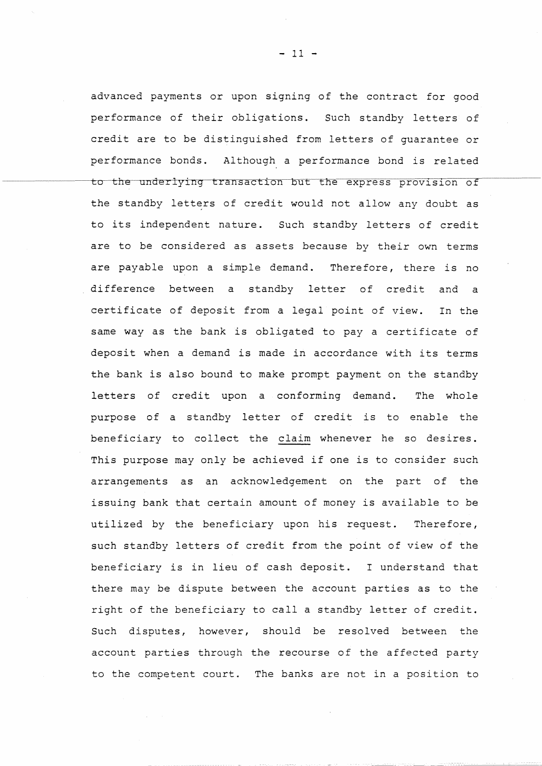advanced payments or upon signing of the contract for good performance of their obligations. Such standby letters of credit are to be distinguished from letters of guarantee or performance bonds. Although a performance bond is related to the underlying transaction but the express provision of the standby letters of credit would not allow any doubt as to its independent nature. Such standby letters of credit are to be considered as assets because by their own terms are payable upon a simple demand. Therefore, there is no difference between a standby letter of credit and a certificate of deposit from a legal point of view. In the same way as the bank is obligated to pay a certificate of deposit when a demand is made in accordance with its terms the bank is also bound to make prompt payment on the standby letters of credit upon a conforming demand. The whole purpose of a standby letter of credit is to enable the beneficiary to collect the claim whenever he so desires. This purpose may only be achieved if one is to consider such arrangements as an acknowledgement on the part of the issuing bank that certain amount of money is available to be utilized by the beneficiary upon his request. Therefore, such standby letters of credit from the point of view of the beneficiary is in lieu of cash deposit. I understand that there may be dispute between the account parties as to the right of the beneficiary to call a standby letter of credit. Such disputes, however, should be resolved between the account parties through the recourse of the affected party to the competent court. The banks are not in a position to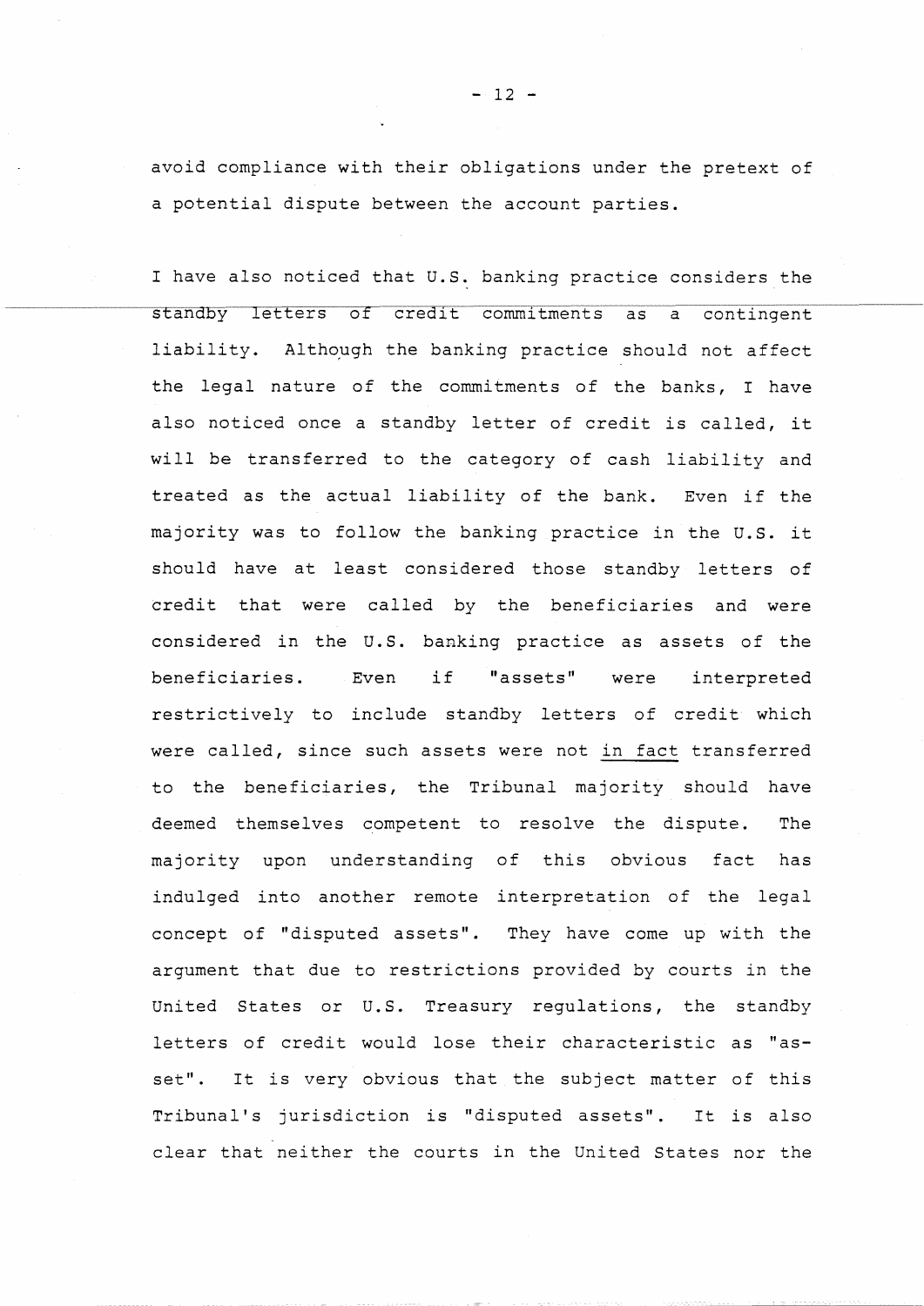avoid compliance with their obligations under the pretext of a potential dispute between the account parties.

I have also noticed that U.S. banking practice considers the standby letters of credit commitments as a contingent liability. Although the banking practice should not affect the legal nature of the commitments of the banks, I have also noticed once a standby letter of credit is called, it will be transferred to the category of cash liability and treated as the actual liability of the bank. Even if the majority was to follow the banking practice in the U.S. it should have at least considered those standby letters of credit that were called by the beneficiaries and were considered in the U.S. banking practice as assets of the beneficiaries. Even if "assets" were interpreted restrictively to include standby letters of credit which were called, since such assets were not in fact transferred to the beneficiaries, the Tribunal majority should have deemed themselves competent to resolve the dispute. The majority upon understanding of this obvious fact has indulged into another remote interpretation of the legal concept of "disputed assets". They have come up with the argument that due to restrictions provided by courts in the United States or U.S. Treasury regulations, the standby letters of credit would lose their characteristic as "asset". It is very obvious that the subject matter of this Tribunal's jurisdiction is "disputed assets". It is also clear that neither the courts in the United States nor the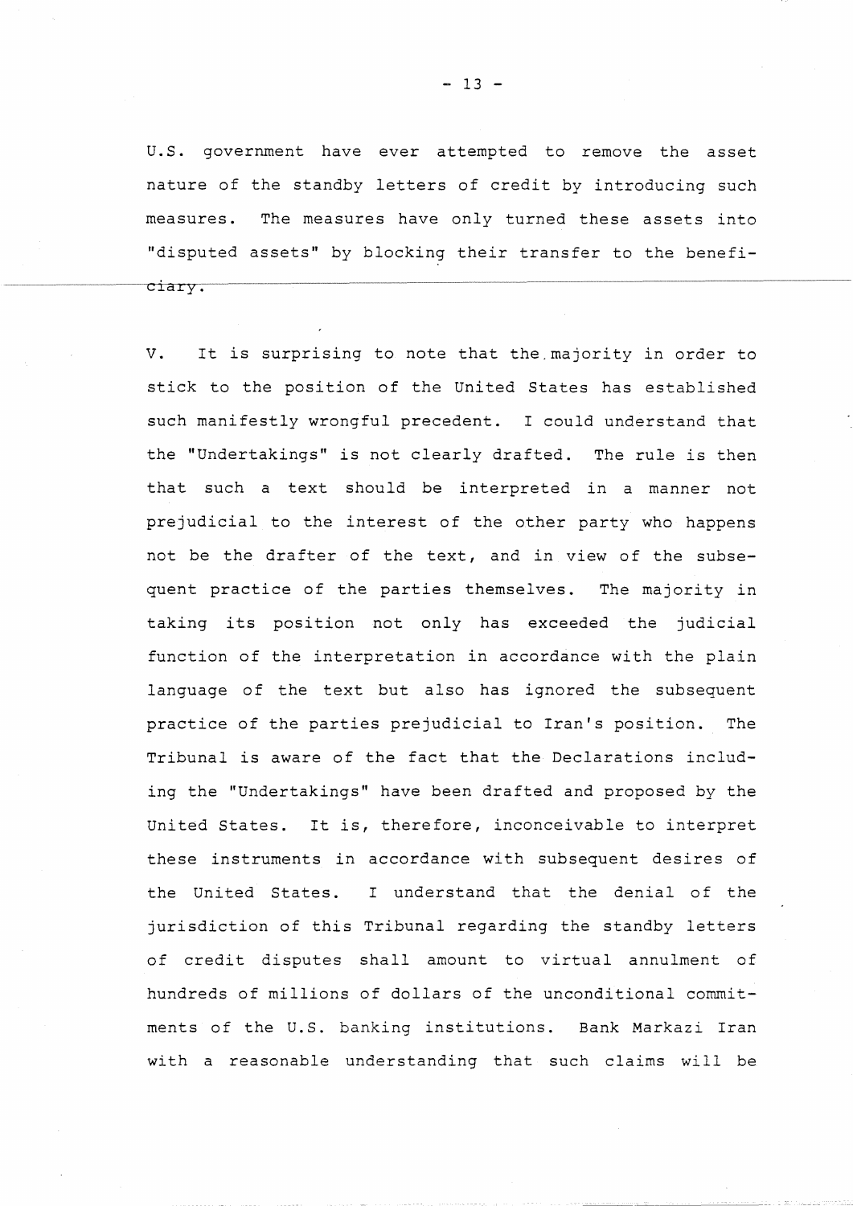U.S. government have ever attempted to remove the asset nature of the standby letters of credit by introducing such measures. The measures have only turned these assets into "disputed assets" by blocking their transfer to the beneficiary.

V. It is surprising to note that the majority in order to stick to the position of the United States has established such manifestly wrongful precedent. I could understand that the "Undertakings" is not clearly drafted. The rule is then that such a text should be interpreted in a manner not prejudicial to the interest of the other party who happens not be the drafter of the text, and in view of the subsequent practice of the parties themselves. The majority in taking its position not only has exceeded the judicial function of the interpretation in accordance with the plain language of the text but also has ignored the subsequent practice of the parties prejudicial to Iran's position. The Tribunal is aware of the fact that the Declarations including the "Undertakings" have been drafted and proposed by the United States. It is, therefore, inconceivable to interpret these instruments in accordance with subsequent desires of the United States. I understand that the denial of the jurisdiction of this Tribunal regarding the standby letters of credit disputes shall amount to virtual annulment of hundreds of millions of dollars of the unconditional commitments of the U.S. banking institutions. Bank Markazi Iran with a reasonable understanding that such claims will be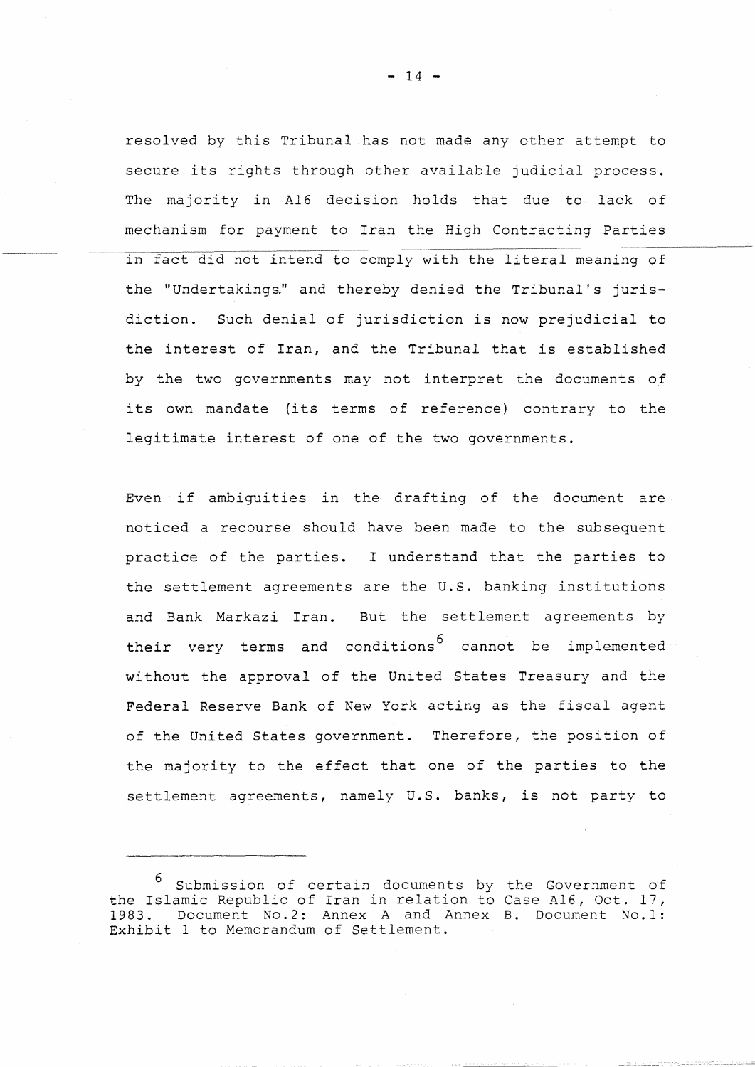resolved by this Tribunal has not made any other attempt to secure its rights through other available judicial process. The majority in A16 decision holds that due to lack of mechanism for payment to Iran the High Contracting Parties in fact did not intend to comply with the literal meaning of the "Undertakings." and thereby denied the Tribunal's jurisdiction. Such denial of jurisdiction is now prejudicial to the interest of Iran, and the Tribunal that is established by the two governments may not interpret the documents of its own mandate (its terms of reference) contrary to the legitimate interest of one of the two governments.

Even if ambiguities in the drafting of the document are noticed a recourse should have been made to the subsequent practice of the parties. I understand that the parties to the settlement agreements are the U.S. banking institutions and Bank Markazi Iran. But the settlement agreements by their very terms and conditions[6] cannot be implemented without the approval of the United States Treasury and the Federal Reserve Bank of New York acting as the fiscal agent of the United States government. Therefore, the position of the majority to the effect that one of the parties to the settlement agreements, namely U.S. banks, is not party to

---

[6] Submission of certain documents by the Government of the Islamic Republic of Iran in relation to Case A16, Oct. 17, 1983. Document No.2: Annex A and Annex B. Document No.1: Exhibit 1 to Memorandum of Settlement.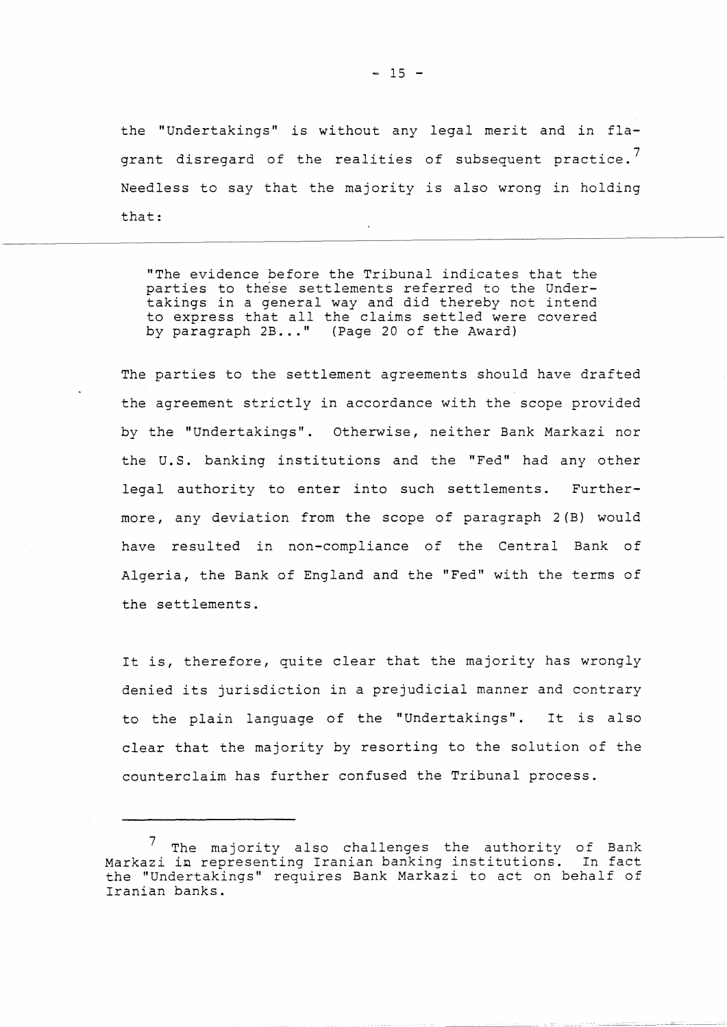the "Undertakings" is without any legal merit and in flagrant disregard of the realities of subsequent practice.[7] Needless to say that the majority is also wrong in holding that:

> "The evidence before the Tribunal indicates that the parties to these settlements referred to the Undertakings in a general way and did thereby not intend to express that all the claims settled were covered by paragraph 2B..." (Page 20 of the Award)

The parties to the settlement agreements should have drafted the agreement strictly in accordance with the scope provided by the "Undertakings". Otherwise, neither Bank Markazi nor the U.S. banking institutions and the "Fed" had any other legal authority to enter into such settlements. Furthermore, any deviation from the scope of paragraph 2(B) would have resulted in non-compliance of the Central Bank of Algeria, the Bank of England and the "Fed" with the terms of the settlements.

It is, therefore, quite clear that the majority has wrongly denied its jurisdiction in a prejudicial manner and contrary to the plain language of the "Undertakings". It is also clear that the majority by resorting to the solution of the counterclaim has further confused the Tribunal process.

---

[7] The majority also challenges the authority of Bank Markazi in representing Iranian banking institutions. In fact the "Undertakings" requires Bank Markazi to act on behalf of Iranian banks.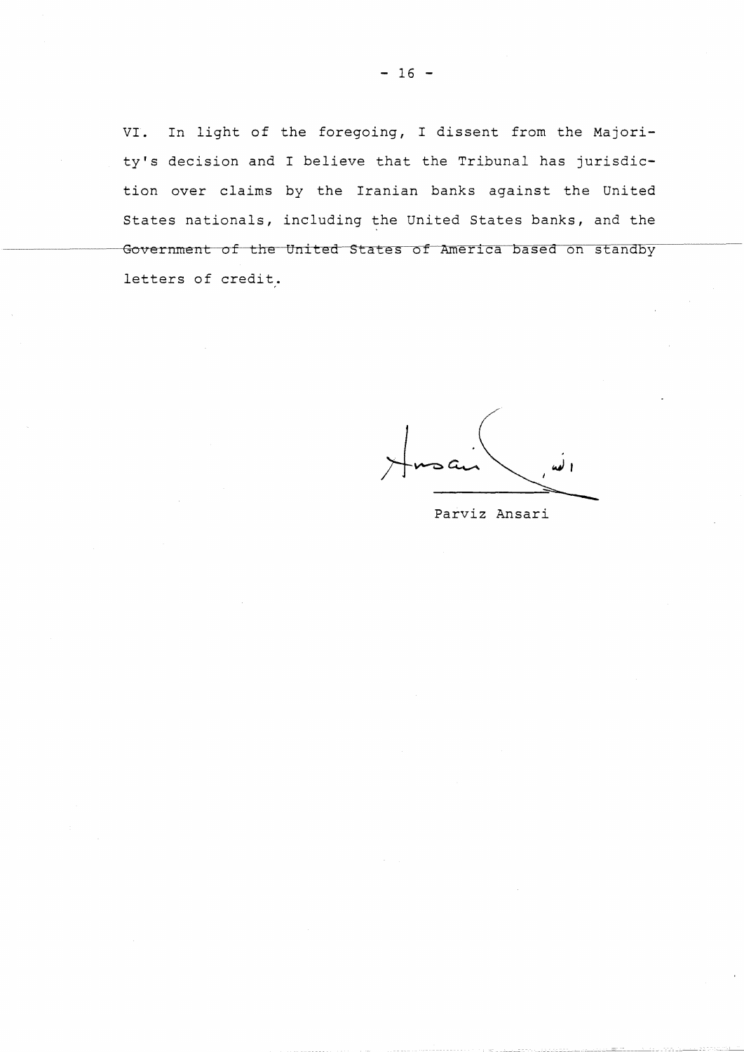VI. In light of the foregoing, I dissent from the Majority's decision and I believe that the Tribunal has jurisdiction over claims by the Iranian banks against the United States nationals, including the United States banks, and the Government of the United States of America based on standby letters of credit.

Parviz Ansari